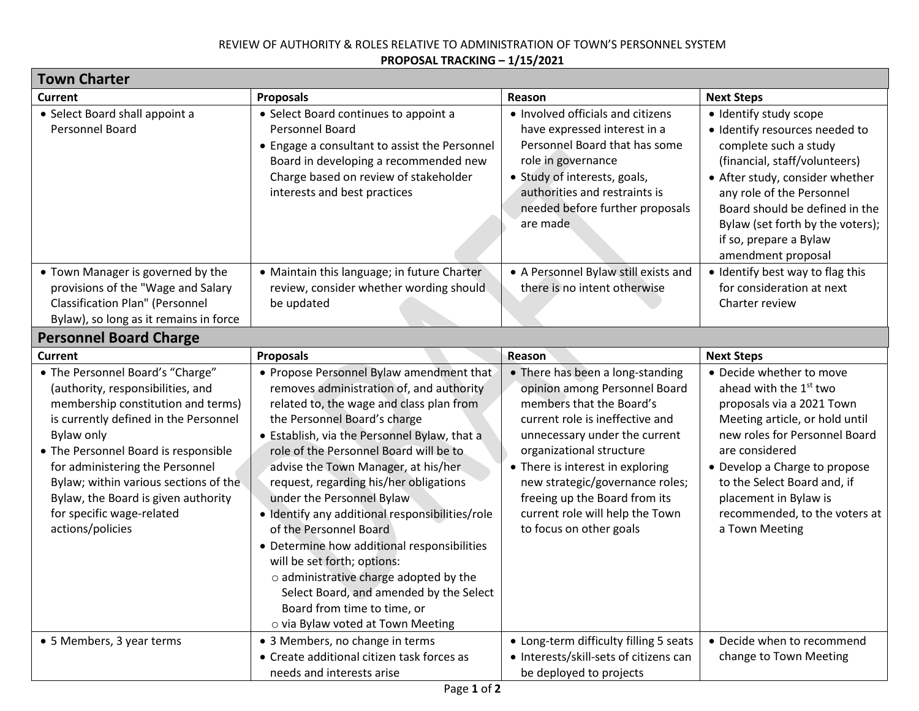REVIEW OF AUTHORITY & ROLES RELATIVE TO ADMINISTRATION OF TOWN'S PERSONNEL SYSTEM

**PROPOSAL TRACKING – 1/15/2021**

## Town Charter

| Current | Proposals | Reason | Next Steps |
|---|---|---|---|
| • Select Board shall appoint a Personnel Board | • Select Board continues to appoint a Personnel Board<br>• Engage a consultant to assist the Personnel Board in developing a recommended new Charge based on review of stakeholder interests and best practices | • Involved officials and citizens have expressed interest in a Personnel Board that has some role in governance<br>• Study of interests, goals, authorities and restraints is needed before further proposals are made | • Identify study scope<br>• Identify resources needed to complete such a study (financial, staff/volunteers)<br>• After study, consider whether any role of the Personnel Board should be defined in the Bylaw (set forth by the voters); if so, prepare a Bylaw amendment proposal |
| • Town Manager is governed by the provisions of the "Wage and Salary Classification Plan" (Personnel Bylaw), so long as it remains in force | • Maintain this language; in future Charter review, consider whether wording should be updated | • A Personnel Bylaw still exists and there is no intent otherwise | • Identify best way to flag this for consideration at next Charter review |

## Personnel Board Charge

| Current | Proposals | Reason | Next Steps |
|---|---|---|---|
| • The Personnel Board's "Charge" (authority, responsibilities, and membership constitution and terms) is currently defined in the Personnel Bylaw only<br>• The Personnel Board is responsible for administering the Personnel Bylaw; within various sections of the Bylaw, the Board is given authority for specific wage-related actions/policies | • Propose Personnel Bylaw amendment that removes administration of, and authority related to, the wage and class plan from the Personnel Board's charge<br>• Establish, via the Personnel Bylaw, that a role of the Personnel Board will be to advise the Town Manager, at his/her request, regarding his/her obligations under the Personnel Bylaw<br>• Identify any additional responsibilities/role of the Personnel Board<br>• Determine how additional responsibilities will be set forth; options:<br>&nbsp;&nbsp;○ administrative charge adopted by the Select Board, and amended by the Select Board from time to time, or<br>&nbsp;&nbsp;○ via Bylaw voted at Town Meeting | • There has been a long-standing opinion among Personnel Board members that the Board's current role is ineffective and unnecessary under the current organizational structure<br>• There is interest in exploring new strategic/governance roles; freeing up the Board from its current role will help the Town to focus on other goals | • Decide whether to move ahead with the 1st two proposals via a 2021 Town Meeting article, or hold until new roles for Personnel Board are considered<br>• Develop a Charge to propose to the Select Board and, if placement in Bylaw is recommended, to the voters at a Town Meeting |
| • 5 Members, 3 year terms | • 3 Members, no change in terms<br>• Create additional citizen task forces as needs and interests arise | • Long-term difficulty filling 5 seats<br>• Interests/skill-sets of citizens can be deployed to projects | • Decide when to recommend change to Town Meeting |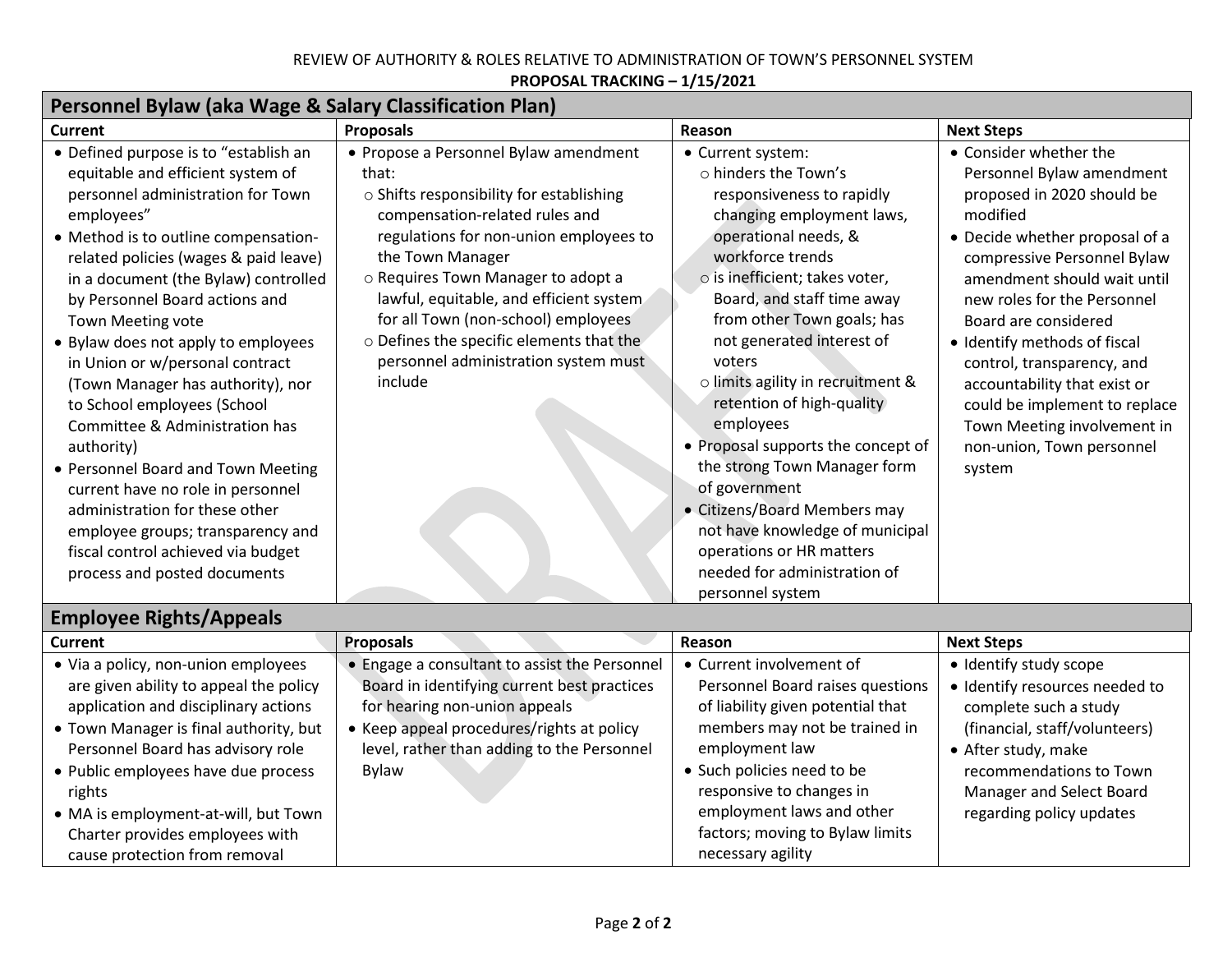REVIEW OF AUTHORITY & ROLES RELATIVE TO ADMINISTRATION OF TOWN'S PERSONNEL SYSTEM

**PROPOSAL TRACKING – 1/15/2021**

## Personnel Bylaw (aka Wage & Salary Classification Plan)

| Current | Proposals | Reason | Next Steps |
|---|---|---|---|
| • Defined purpose is to "establish an equitable and efficient system of personnel administration for Town employees"<br>• Method is to outline compensation-related policies (wages & paid leave) in a document (the Bylaw) controlled by Personnel Board actions and Town Meeting vote<br>• Bylaw does not apply to employees in Union or w/personal contract (Town Manager has authority), nor to School employees (School Committee & Administration has authority)<br>• Personnel Board and Town Meeting current have no role in personnel administration for these other employee groups; transparency and fiscal control achieved via budget process and posted documents | • Propose a Personnel Bylaw amendment that:<br>○ Shifts responsibility for establishing compensation-related rules and regulations for non-union employees to the Town Manager<br>○ Requires Town Manager to adopt a lawful, equitable, and efficient system for all Town (non-school) employees<br>○ Defines the specific elements that the personnel administration system must include | • Current system:<br>○ hinders the Town's responsiveness to rapidly changing employment laws, operational needs, & workforce trends<br>○ is inefficient; takes voter, Board, and staff time away from other Town goals; has not generated interest of voters<br>○ limits agility in recruitment & retention of high-quality employees<br>• Proposal supports the concept of the strong Town Manager form of government<br>• Citizens/Board Members may not have knowledge of municipal operations or HR matters needed for administration of personnel system | • Consider whether the Personnel Bylaw amendment proposed in 2020 should be modified<br>• Decide whether proposal of a compressive Personnel Bylaw amendment should wait until new roles for the Personnel Board are considered<br>• Identify methods of fiscal control, transparency, and accountability that exist or could be implement to replace Town Meeting involvement in non-union, Town personnel system |

## Employee Rights/Appeals

| Current | Proposals | Reason | Next Steps |
|---|---|---|---|
| • Via a policy, non-union employees are given ability to appeal the policy application and disciplinary actions<br>• Town Manager is final authority, but Personnel Board has advisory role<br>• Public employees have due process rights<br>• MA is employment-at-will, but Town Charter provides employees with cause protection from removal | • Engage a consultant to assist the Personnel Board in identifying current best practices for hearing non-union appeals<br>• Keep appeal procedures/rights at policy level, rather than adding to the Personnel Bylaw | • Current involvement of Personnel Board raises questions of liability given potential that members may not be trained in employment law<br>• Such policies need to be responsive to changes in employment laws and other factors; moving to Bylaw limits necessary agility | • Identify study scope<br>• Identify resources needed to complete such a study (financial, staff/volunteers)<br>• After study, make recommendations to Town Manager and Select Board regarding policy updates |